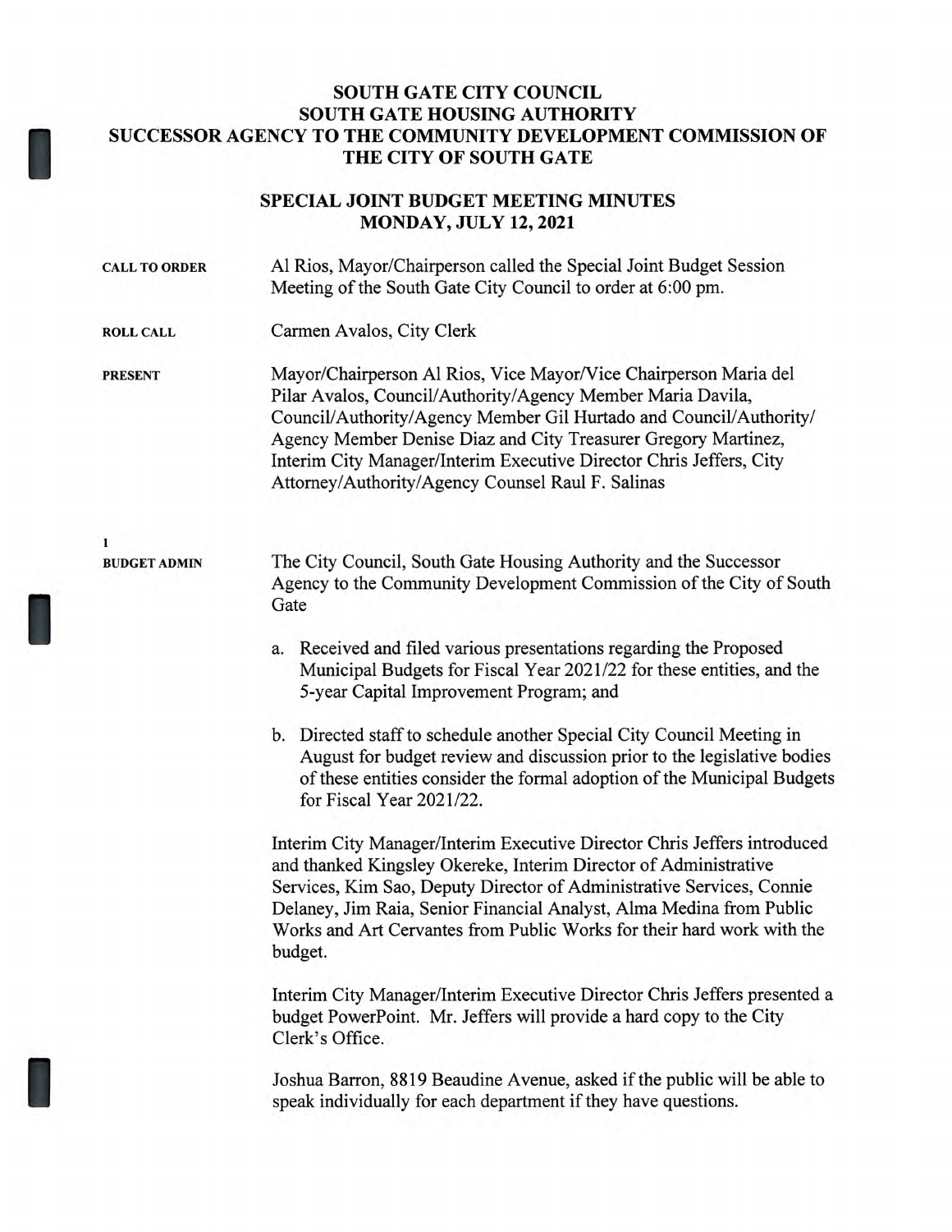# SOUTH GATE CITY COUNCIL
# SOUTH GATE HOUSING AUTHORITY
# SUCCESSOR AGENCY TO THE COMMUNITY DEVELOPMENT COMMISSION OF THE CITY OF SOUTH GATE

## SPECIAL JOINT BUDGET MEETING MINUTES
## MONDAY, JULY 12, 2021

**CALL TO ORDER**

Al Rios, Mayor/Chairperson called the Special Joint Budget Session Meeting of the South Gate City Council to order at 6:00 pm.

**ROLL CALL**

Carmen Avalos, City Clerk

**PRESENT**

Mayor/Chairperson Al Rios, Vice Mayor/Vice Chairperson Maria del Pilar Avalos, Council/Authority/Agency Member Maria Davila, Council/Authority/Agency Member Gil Hurtado and Council/Authority/ Agency Member Denise Diaz and City Treasurer Gregory Martinez, Interim City Manager/Interim Executive Director Chris Jeffers, City Attorney/Authority/Agency Counsel Raul F. Salinas

**1**
**BUDGET ADMIN**

The City Council, South Gate Housing Authority and the Successor Agency to the Community Development Commission of the City of South Gate

a. Received and filed various presentations regarding the Proposed Municipal Budgets for Fiscal Year 2021/22 for these entities, and the 5-year Capital Improvement Program; and

b. Directed staff to schedule another Special City Council Meeting in August for budget review and discussion prior to the legislative bodies of these entities consider the formal adoption of the Municipal Budgets for Fiscal Year 2021/22.

Interim City Manager/Interim Executive Director Chris Jeffers introduced and thanked Kingsley Okereke, Interim Director of Administrative Services, Kim Sao, Deputy Director of Administrative Services, Connie Delaney, Jim Raia, Senior Financial Analyst, Alma Medina from Public Works and Art Cervantes from Public Works for their hard work with the budget.

Interim City Manager/Interim Executive Director Chris Jeffers presented a budget PowerPoint. Mr. Jeffers will provide a hard copy to the City Clerk's Office.

Joshua Barron, 8819 Beaudine Avenue, asked if the public will be able to speak individually for each department if they have questions.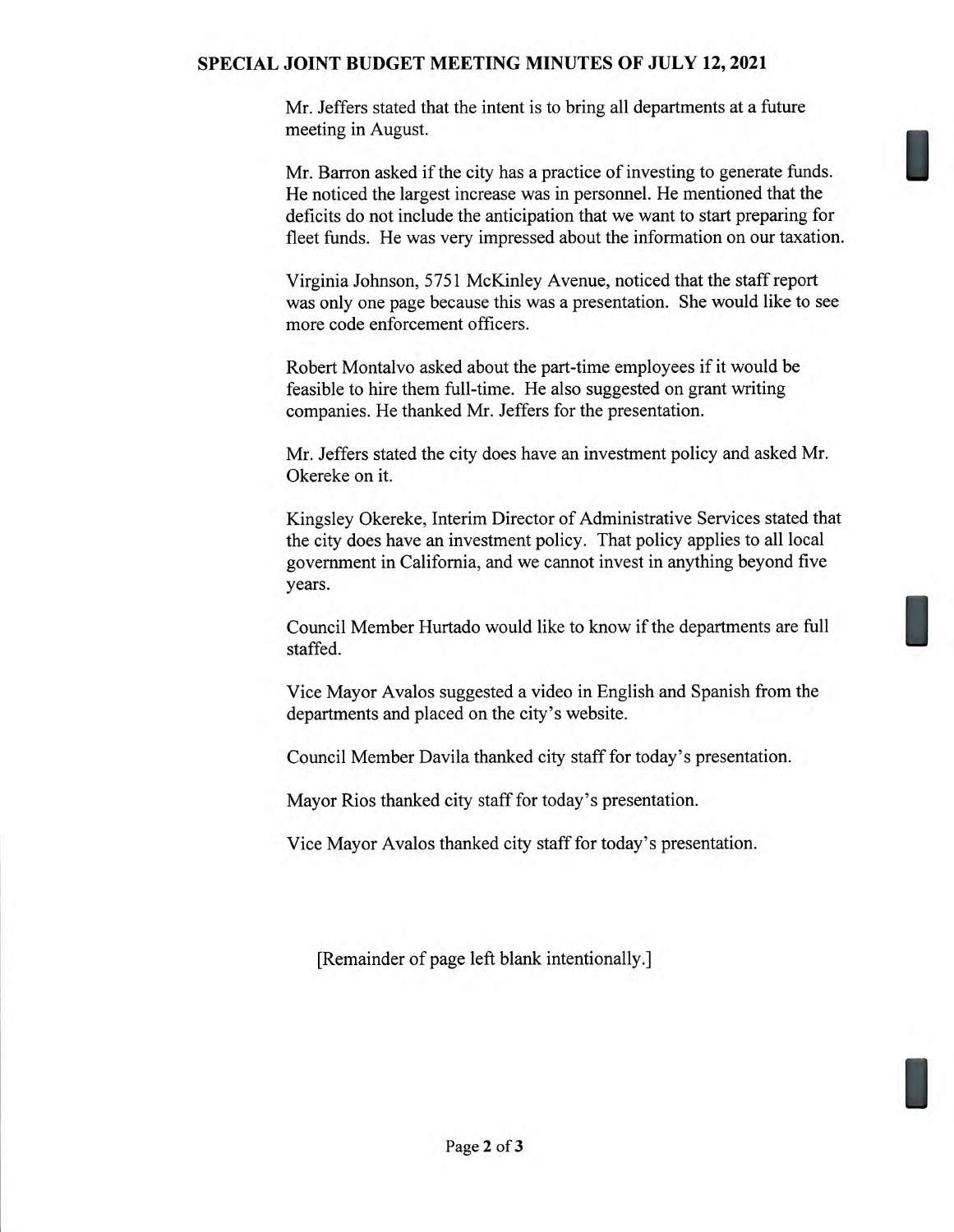Mr. Jeffers stated that the intent is to bring all departments at a future meeting in August.

Mr. Barron asked if the city has a practice of investing to generate funds. He noticed the largest increase was in personnel. He mentioned that the deficits do not include the anticipation that we want to start preparing for fleet funds. He was very impressed about the information on our taxation.

Virginia Johnson, 5751 McKinley Avenue, noticed that the staff report was only one page because this was a presentation. She would like to see more code enforcement officers.

Robert Montalvo asked about the part-time employees if it would be feasible to hire them full-time. He also suggested on grant writing companies. He thanked Mr. Jeffers for the presentation.

Mr. Jeffers stated the city does have an investment policy and asked Mr. Okereke on it.

Kingsley Okereke, Interim Director of Administrative Services stated that the city does have an investment policy. That policy applies to all local government in California, and we cannot invest in anything beyond five years.

Council Member Hurtado would like to know if the departments are full staffed.

Vice Mayor Avalos suggested a video in English and Spanish from the departments and placed on the city's website.

Council Member Davila thanked city staff for today's presentation.

Mayor Rios thanked city staff for today's presentation.

Vice Mayor Avalos thanked city staff for today's presentation.

[Remainder of page left blank intentionally.]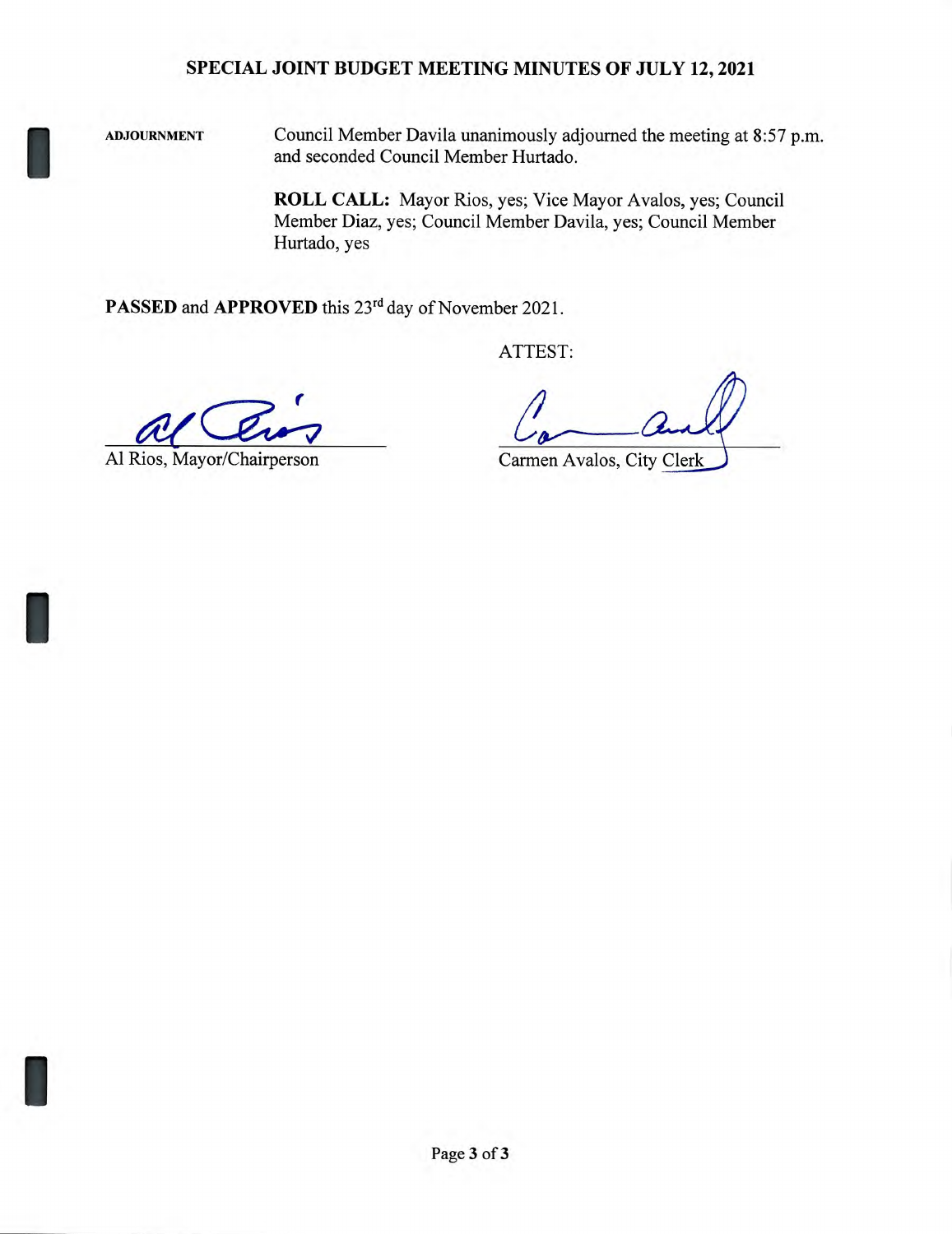## SPECIAL JOINT BUDGET MEETING MINUTES OF JULY 12, 2021

**ADJOURNMENT** Council Member Davila unanimously adjourned the meeting at 8:57 p.m. and seconded Council Member Hurtado.

**ROLL CALL:** Mayor Rios, yes; Vice Mayor Avalos, yes; Council Member Diaz, yes; Council Member Davila, yes; Council Member Hurtado, yes

**PASSED** and **APPROVED** this 23rd day of November 2021.

ATTEST:

Al Rios, Mayor/Chairperson

Carmen Avalos, City Clerk